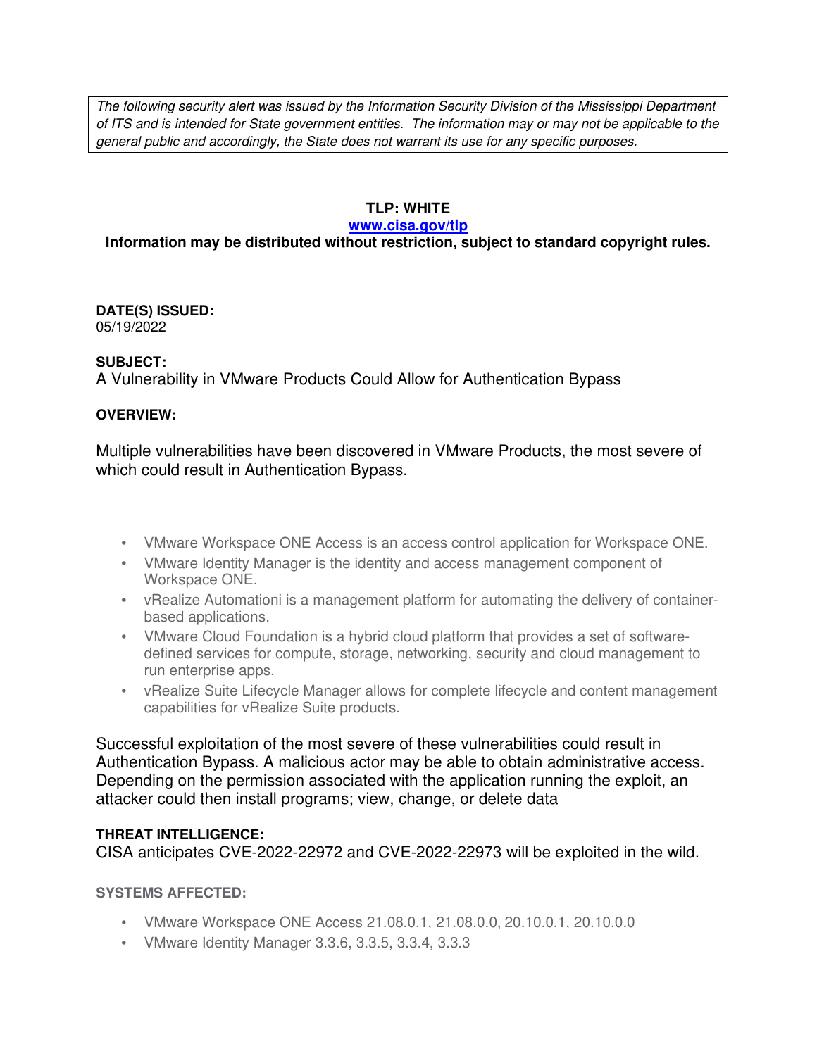*The following security alert was issued by the Information Security Division of the Mississippi Department of ITS and is intended for State government entities. The information may or may not be applicable to the general public and accordingly, the State does not warrant its use for any specific purposes.*

**TLP: WHITE**
**www.cisa.gov/tlp**
**Information may be distributed without restriction, subject to standard copyright rules.**

**DATE(S) ISSUED:**
05/19/2022

**SUBJECT:**
A Vulnerability in VMware Products Could Allow for Authentication Bypass

**OVERVIEW:**

Multiple vulnerabilities have been discovered in VMware Products, the most severe of which could result in Authentication Bypass.

- VMware Workspace ONE Access is an access control application for Workspace ONE.
- VMware Identity Manager is the identity and access management component of Workspace ONE.
- vRealize Automationi is a management platform for automating the delivery of container-based applications.
- VMware Cloud Foundation is a hybrid cloud platform that provides a set of software-defined services for compute, storage, networking, security and cloud management to run enterprise apps.
- vRealize Suite Lifecycle Manager allows for complete lifecycle and content management capabilities for vRealize Suite products.

Successful exploitation of the most severe of these vulnerabilities could result in Authentication Bypass. A malicious actor may be able to obtain administrative access. Depending on the permission associated with the application running the exploit, an attacker could then install programs; view, change, or delete data

**THREAT INTELLIGENCE:**
CISA anticipates CVE-2022-22972 and CVE-2022-22973 will be exploited in the wild.

**SYSTEMS AFFECTED:**

- VMware Workspace ONE Access 21.08.0.1, 21.08.0.0, 20.10.0.1, 20.10.0.0
- VMware Identity Manager 3.3.6, 3.3.5, 3.3.4, 3.3.3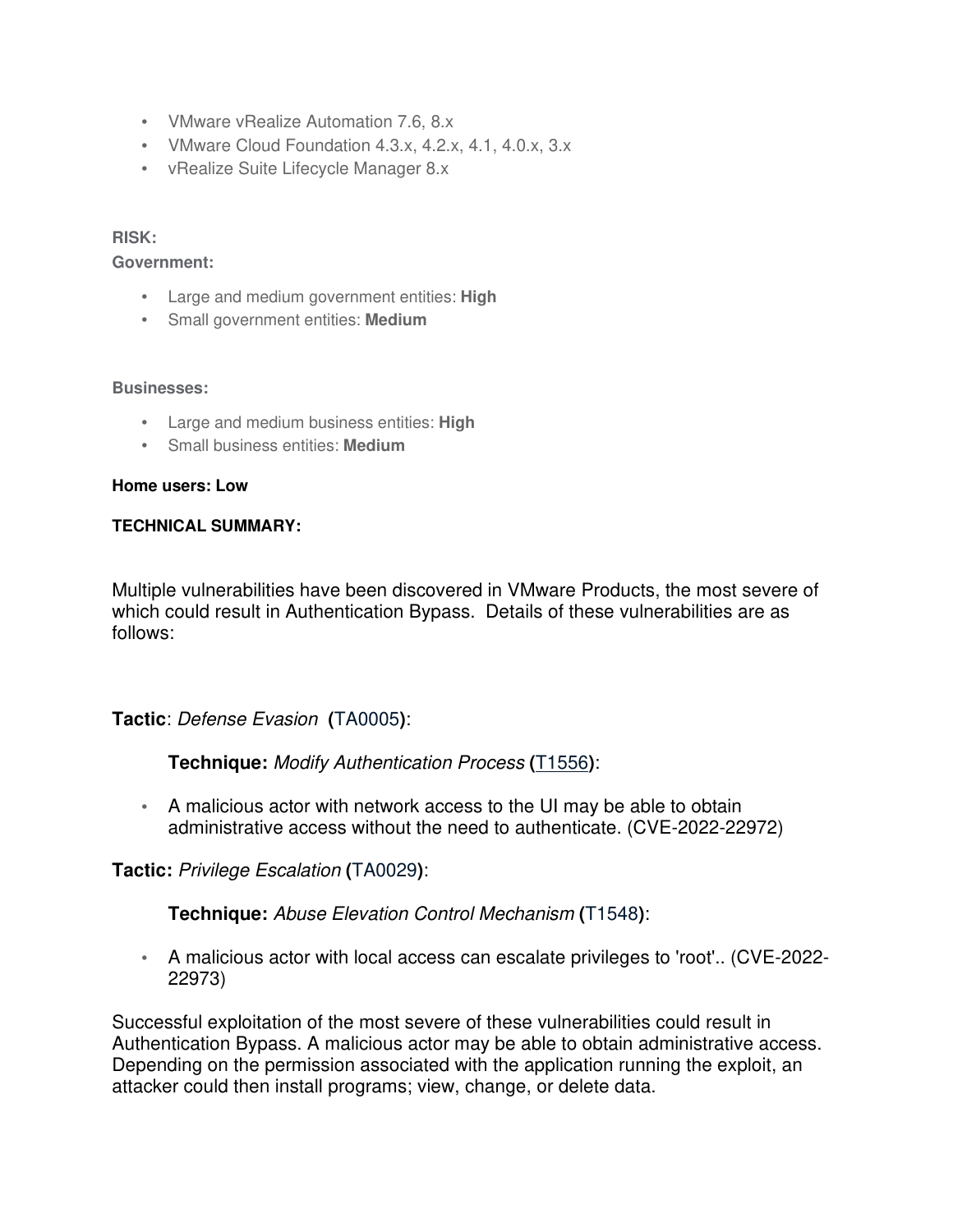- VMware vRealize Automation 7.6, 8.x
- VMware Cloud Foundation 4.3.x, 4.2.x, 4.1, 4.0.x, 3.x
- vRealize Suite Lifecycle Manager 8.x

**RISK:**

**Government:**

- Large and medium government entities: **High**
- Small government entities: **Medium**

**Businesses:**

- Large and medium business entities: **High**
- Small business entities: **Medium**

**Home users: Low**

**TECHNICAL SUMMARY:**

Multiple vulnerabilities have been discovered in VMware Products, the most severe of which could result in Authentication Bypass. Details of these vulnerabilities are as follows:

**Tactic**: *Defense Evasion* **(**TA0005**)**:

**Technique:** *Modify Authentication Process* **(**T1556**)**:

- A malicious actor with network access to the UI may be able to obtain administrative access without the need to authenticate. (CVE-2022-22972)

**Tactic:** *Privilege Escalation* **(**TA0029**)**:

**Technique:** *Abuse Elevation Control Mechanism* **(**T1548**)**:

- A malicious actor with local access can escalate privileges to 'root'.. (CVE-2022-22973)

Successful exploitation of the most severe of these vulnerabilities could result in Authentication Bypass. A malicious actor may be able to obtain administrative access. Depending on the permission associated with the application running the exploit, an attacker could then install programs; view, change, or delete data.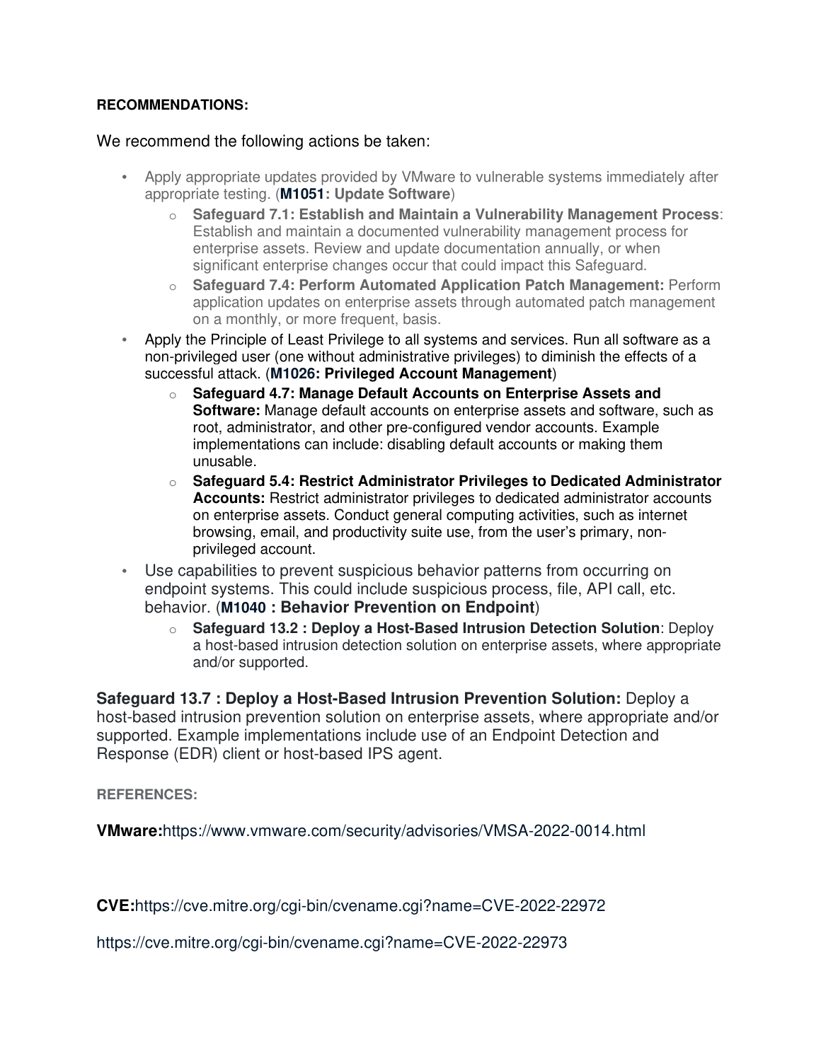**RECOMMENDATIONS:**

We recommend the following actions be taken:

- Apply appropriate updates provided by VMware to vulnerable systems immediately after appropriate testing. (**M1051: Update Software**)
  - **Safeguard 7.1: Establish and Maintain a Vulnerability Management Process**: Establish and maintain a documented vulnerability management process for enterprise assets. Review and update documentation annually, or when significant enterprise changes occur that could impact this Safeguard.
  - **Safeguard 7.4: Perform Automated Application Patch Management:** Perform application updates on enterprise assets through automated patch management on a monthly, or more frequent, basis.
- Apply the Principle of Least Privilege to all systems and services. Run all software as a non-privileged user (one without administrative privileges) to diminish the effects of a successful attack. (**M1026: Privileged Account Management**)
  - **Safeguard 4.7: Manage Default Accounts on Enterprise Assets and Software:** Manage default accounts on enterprise assets and software, such as root, administrator, and other pre-configured vendor accounts. Example implementations can include: disabling default accounts or making them unusable.
  - **Safeguard 5.4: Restrict Administrator Privileges to Dedicated Administrator Accounts:** Restrict administrator privileges to dedicated administrator accounts on enterprise assets. Conduct general computing activities, such as internet browsing, email, and productivity suite use, from the user's primary, non-privileged account.
- Use capabilities to prevent suspicious behavior patterns from occurring on endpoint systems. This could include suspicious process, file, API call, etc. behavior. (**M1040 : Behavior Prevention on Endpoint**)
  - **Safeguard 13.2 : Deploy a Host-Based Intrusion Detection Solution**: Deploy a host-based intrusion detection solution on enterprise assets, where appropriate and/or supported.

**Safeguard 13.7 : Deploy a Host-Based Intrusion Prevention Solution:** Deploy a host-based intrusion prevention solution on enterprise assets, where appropriate and/or supported. Example implementations include use of an Endpoint Detection and Response (EDR) client or host-based IPS agent.

**REFERENCES:**

**VMware:**https://www.vmware.com/security/advisories/VMSA-2022-0014.html

**CVE:**https://cve.mitre.org/cgi-bin/cvename.cgi?name=CVE-2022-22972

https://cve.mitre.org/cgi-bin/cvename.cgi?name=CVE-2022-22973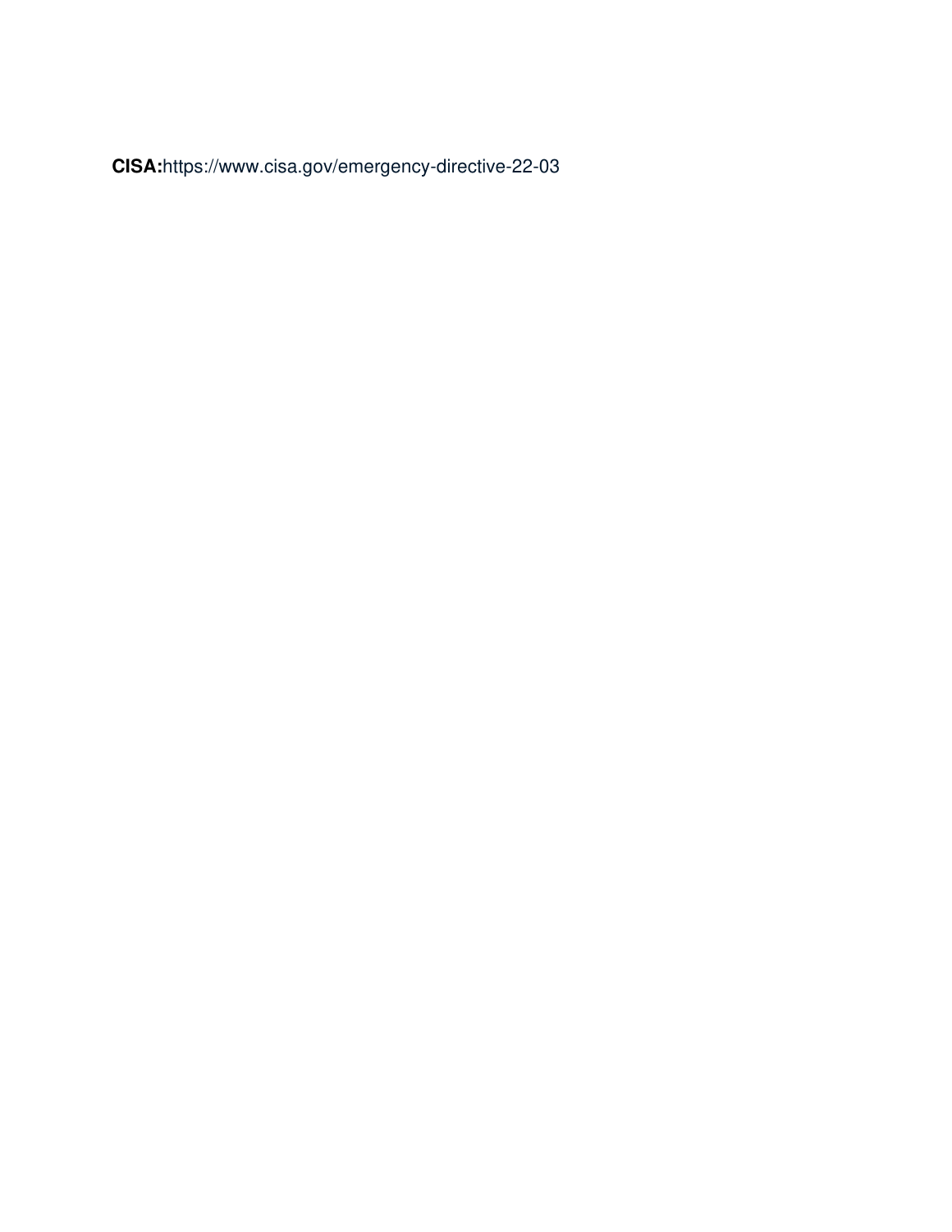**CISA:**https://www.cisa.gov/emergency-directive-22-03